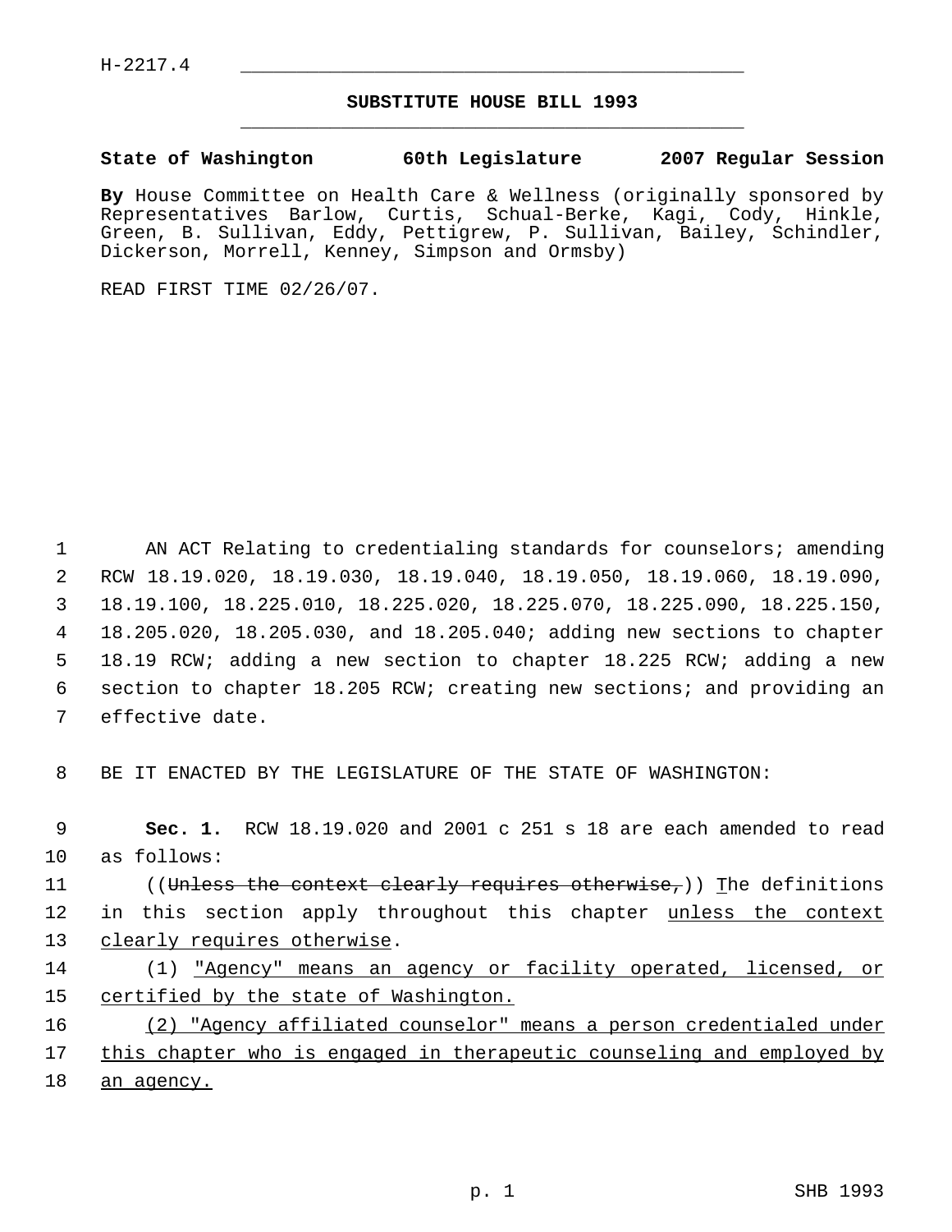H-2217.4

# SUBSTITUTE HOUSE BILL 1993

**State of Washington 60th Legislature 2007 Regular Session**

**By** House Committee on Health Care & Wellness (originally sponsored by Representatives Barlow, Curtis, Schual-Berke, Kagi, Cody, Hinkle, Green, B. Sullivan, Eddy, Pettigrew, P. Sullivan, Bailey, Schindler, Dickerson, Morrell, Kenney, Simpson and Ormsby)

READ FIRST TIME 02/26/07.

AN ACT Relating to credentialing standards for counselors; amending RCW 18.19.020, 18.19.030, 18.19.040, 18.19.050, 18.19.060, 18.19.090, 18.19.100, 18.225.010, 18.225.020, 18.225.070, 18.225.090, 18.225.150, 18.205.020, 18.205.030, and 18.205.040; adding new sections to chapter 18.19 RCW; adding a new section to chapter 18.225 RCW; adding a new section to chapter 18.205 RCW; creating new sections; and providing an effective date.

BE IT ENACTED BY THE LEGISLATURE OF THE STATE OF WASHINGTON:

**Sec. 1.** RCW 18.19.020 and 2001 c 251 s 18 are each amended to read as follows:

((~~Unless the context clearly requires otherwise,~~)) The definitions in this section apply throughout this chapter unless the context clearly requires otherwise.

(1) "Agency" means an agency or facility operated, licensed, or certified by the state of Washington.

(2) "Agency affiliated counselor" means a person credentialed under this chapter who is engaged in therapeutic counseling and employed by an agency.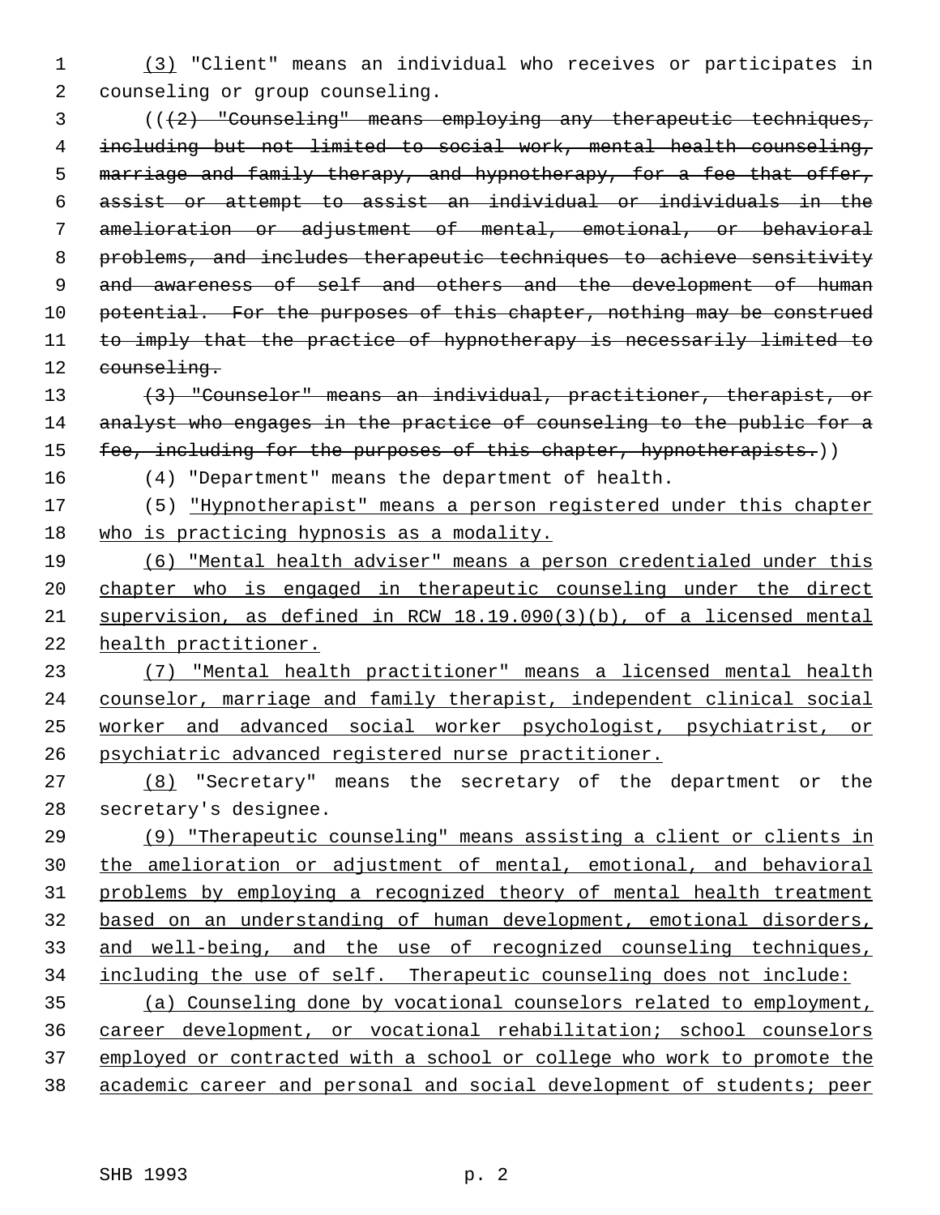(3) "Client" means an individual who receives or participates in counseling or group counseling.

(((2) "Counseling" means employing any therapeutic techniques, including but not limited to social work, mental health counseling, marriage and family therapy, and hypnotherapy, for a fee that offer, assist or attempt to assist an individual or individuals in the amelioration or adjustment of mental, emotional, or behavioral problems, and includes therapeutic techniques to achieve sensitivity and awareness of self and others and the development of human potential. For the purposes of this chapter, nothing may be construed to imply that the practice of hypnotherapy is necessarily limited to counseling.

(3) "Counselor" means an individual, practitioner, therapist, or analyst who engages in the practice of counseling to the public for a fee, including for the purposes of this chapter, hypnotherapists.))

(4) "Department" means the department of health.

(5) "Hypnotherapist" means a person registered under this chapter who is practicing hypnosis as a modality.

(6) "Mental health adviser" means a person credentialed under this chapter who is engaged in therapeutic counseling under the direct supervision, as defined in RCW 18.19.090(3)(b), of a licensed mental health practitioner.

(7) "Mental health practitioner" means a licensed mental health counselor, marriage and family therapist, independent clinical social worker and advanced social worker psychologist, psychiatrist, or psychiatric advanced registered nurse practitioner.

(8) "Secretary" means the secretary of the department or the secretary's designee.

(9) "Therapeutic counseling" means assisting a client or clients in the amelioration or adjustment of mental, emotional, and behavioral problems by employing a recognized theory of mental health treatment based on an understanding of human development, emotional disorders, and well-being, and the use of recognized counseling techniques, including the use of self. Therapeutic counseling does not include:

(a) Counseling done by vocational counselors related to employment, career development, or vocational rehabilitation; school counselors employed or contracted with a school or college who work to promote the academic career and personal and social development of students; peer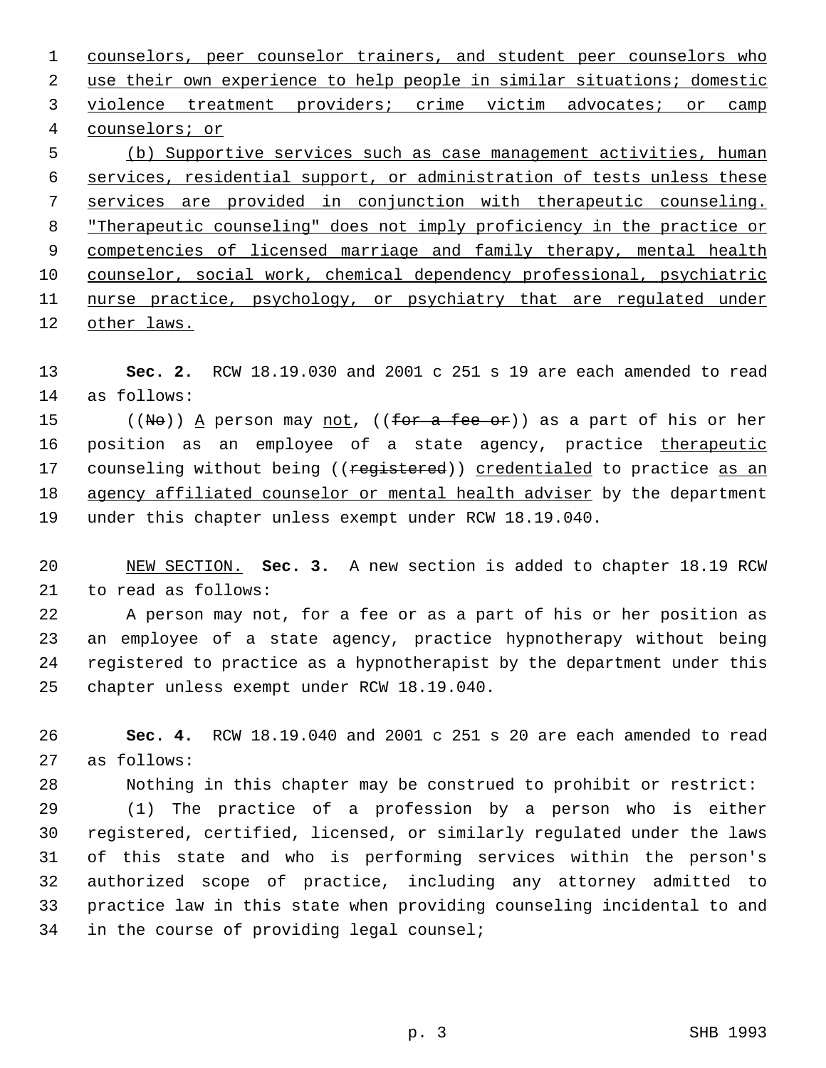counselors, peer counselor trainers, and student peer counselors who use their own experience to help people in similar situations; domestic violence treatment providers; crime victim advocates; or camp counselors; or

(b) Supportive services such as case management activities, human services, residential support, or administration of tests unless these services are provided in conjunction with therapeutic counseling. "Therapeutic counseling" does not imply proficiency in the practice or competencies of licensed marriage and family therapy, mental health counselor, social work, chemical dependency professional, psychiatric nurse practice, psychology, or psychiatry that are regulated under other laws.

**Sec. 2.** RCW 18.19.030 and 2001 c 251 s 19 are each amended to read as follows:

((No)) A person may not, ((for a fee or)) as a part of his or her position as an employee of a state agency, practice therapeutic counseling without being ((registered)) credentialed to practice as an agency affiliated counselor or mental health adviser by the department under this chapter unless exempt under RCW 18.19.040.

NEW SECTION. **Sec. 3.** A new section is added to chapter 18.19 RCW to read as follows:

A person may not, for a fee or as a part of his or her position as an employee of a state agency, practice hypnotherapy without being registered to practice as a hypnotherapist by the department under this chapter unless exempt under RCW 18.19.040.

**Sec. 4.** RCW 18.19.040 and 2001 c 251 s 20 are each amended to read as follows:

Nothing in this chapter may be construed to prohibit or restrict:

(1) The practice of a profession by a person who is either registered, certified, licensed, or similarly regulated under the laws of this state and who is performing services within the person's authorized scope of practice, including any attorney admitted to practice law in this state when providing counseling incidental to and in the course of providing legal counsel;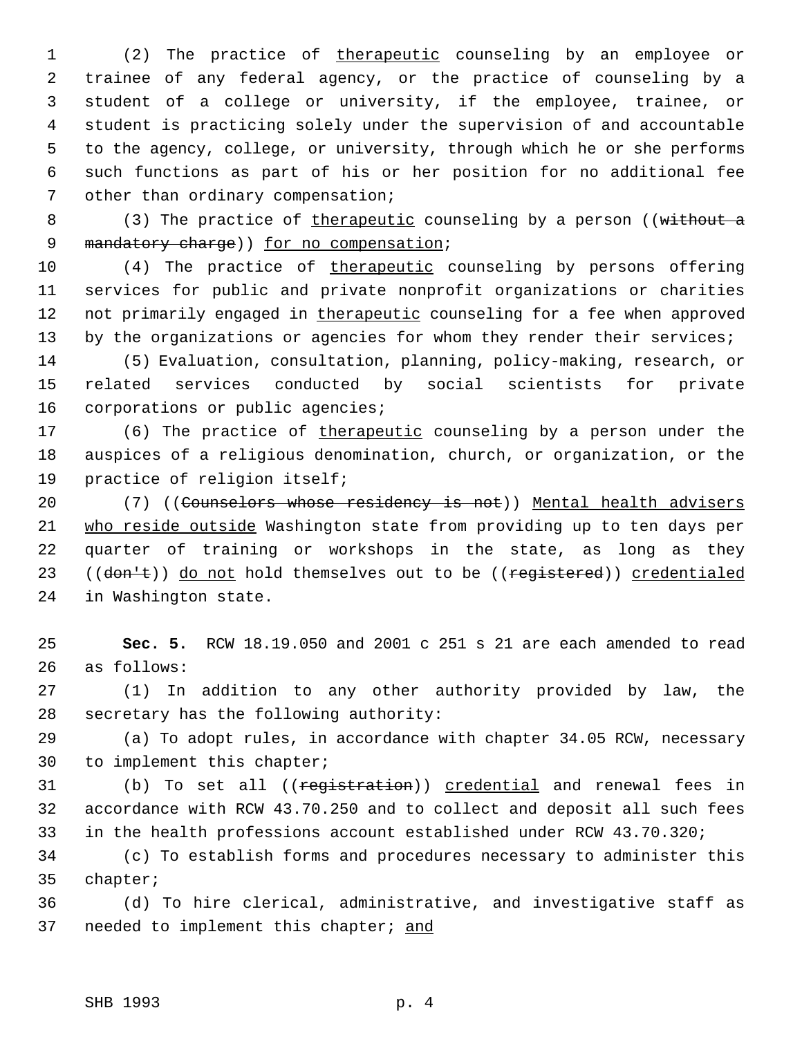(2) The practice of therapeutic counseling by an employee or trainee of any federal agency, or the practice of counseling by a student of a college or university, if the employee, trainee, or student is practicing solely under the supervision of and accountable to the agency, college, or university, through which he or she performs such functions as part of his or her position for no additional fee other than ordinary compensation;

(3) The practice of therapeutic counseling by a person ((~~without a mandatory charge~~)) for no compensation;

(4) The practice of therapeutic counseling by persons offering services for public and private nonprofit organizations or charities not primarily engaged in therapeutic counseling for a fee when approved by the organizations or agencies for whom they render their services;

(5) Evaluation, consultation, planning, policy-making, research, or related services conducted by social scientists for private corporations or public agencies;

(6) The practice of therapeutic counseling by a person under the auspices of a religious denomination, church, or organization, or the practice of religion itself;

(7) ((~~Counselors whose residency is not~~)) Mental health advisers who reside outside Washington state from providing up to ten days per quarter of training or workshops in the state, as long as they ((~~don't~~)) do not hold themselves out to be ((~~registered~~)) credentialed in Washington state.

**Sec. 5.** RCW 18.19.050 and 2001 c 251 s 21 are each amended to read as follows:

(1) In addition to any other authority provided by law, the secretary has the following authority:

(a) To adopt rules, in accordance with chapter 34.05 RCW, necessary to implement this chapter;

(b) To set all ((~~registration~~)) credential and renewal fees in accordance with RCW 43.70.250 and to collect and deposit all such fees in the health professions account established under RCW 43.70.320;

(c) To establish forms and procedures necessary to administer this chapter;

(d) To hire clerical, administrative, and investigative staff as needed to implement this chapter; and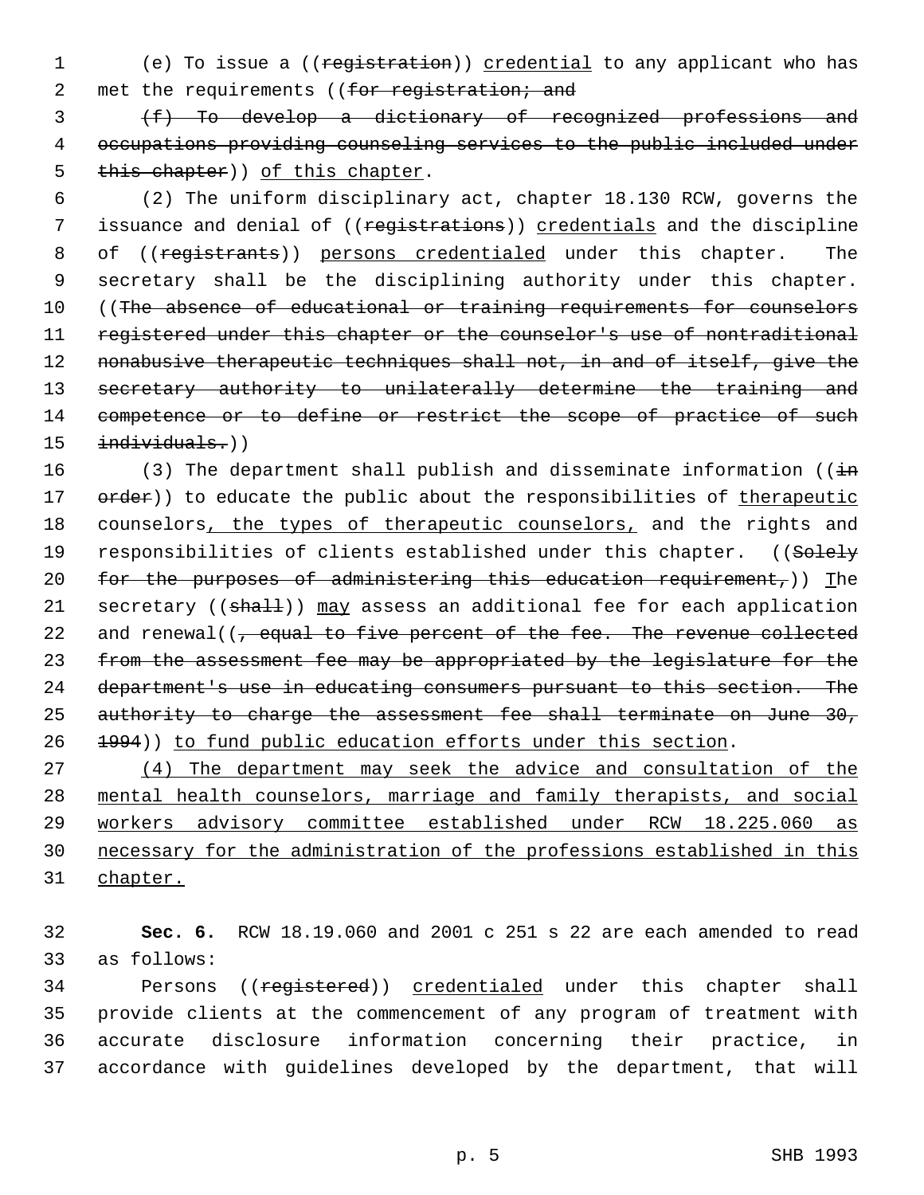(e) To issue a ((~~registration~~)) <u>credential</u> to any applicant who has met the requirements ((~~for registration; and~~

~~(f) To develop a dictionary of recognized professions and occupations providing counseling services to the public included under this chapter~~)) <u>of this chapter</u>.

(2) The uniform disciplinary act, chapter 18.130 RCW, governs the issuance and denial of ((~~registrations~~)) <u>credentials</u> and the discipline of ((~~registrants~~)) <u>persons credentialed</u> under this chapter. The secretary shall be the disciplining authority under this chapter. ((~~The absence of educational or training requirements for counselors registered under this chapter or the counselor's use of nontraditional nonabusive therapeutic techniques shall not, in and of itself, give the secretary authority to unilaterally determine the training and competence or to define or restrict the scope of practice of such individuals.~~))

(3) The department shall publish and disseminate information ((~~in order~~)) to educate the public about the responsibilities of <u>therapeutic</u> counselors<u>, the types of therapeutic counselors,</u> and the rights and responsibilities of clients established under this chapter. ((~~Solely for the purposes of administering this education requirement,~~)) <u>T</u>he secretary ((~~shall~~)) <u>may</u> assess an additional fee for each application and renewal((~~, equal to five percent of the fee. The revenue collected from the assessment fee may be appropriated by the legislature for the department's use in educating consumers pursuant to this section. The authority to charge the assessment fee shall terminate on June 30, 1994~~)) <u>to fund public education efforts under this section</u>.

<u>(4) The department may seek the advice and consultation of the mental health counselors, marriage and family therapists, and social workers advisory committee established under RCW 18.225.060 as necessary for the administration of the professions established in this chapter.</u>

**Sec. 6.** RCW 18.19.060 and 2001 c 251 s 22 are each amended to read as follows:

Persons ((~~registered~~)) <u>credentialed</u> under this chapter shall provide clients at the commencement of any program of treatment with accurate disclosure information concerning their practice, in accordance with guidelines developed by the department, that will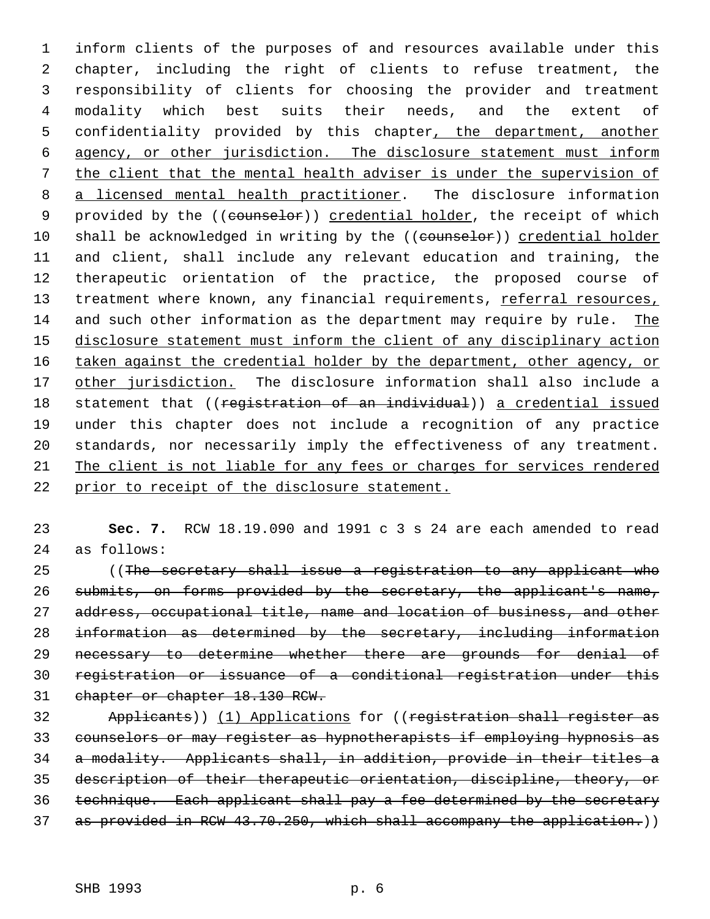inform clients of the purposes of and resources available under this chapter, including the right of clients to refuse treatment, the responsibility of clients for choosing the provider and treatment modality which best suits their needs, and the extent of confidentiality provided by this chapter, the department, another agency, or other jurisdiction. The disclosure statement must inform the client that the mental health adviser is under the supervision of a licensed mental health practitioner. The disclosure information provided by the ((counselor)) credential holder, the receipt of which shall be acknowledged in writing by the ((counselor)) credential holder and client, shall include any relevant education and training, the therapeutic orientation of the practice, the proposed course of treatment where known, any financial requirements, referral resources, and such other information as the department may require by rule. The disclosure statement must inform the client of any disciplinary action taken against the credential holder by the department, other agency, or other jurisdiction. The disclosure information shall also include a statement that ((registration of an individual)) a credential issued under this chapter does not include a recognition of any practice standards, nor necessarily imply the effectiveness of any treatment. The client is not liable for any fees or charges for services rendered prior to receipt of the disclosure statement.

**Sec. 7.** RCW 18.19.090 and 1991 c 3 s 24 are each amended to read as follows:

((The secretary shall issue a registration to any applicant who submits, on forms provided by the secretary, the applicant's name, address, occupational title, name and location of business, and other information as determined by the secretary, including information necessary to determine whether there are grounds for denial of registration or issuance of a conditional registration under this chapter or chapter 18.130 RCW.

Applicants)) (1) Applications for ((registration shall register as counselors or may register as hypnotherapists if employing hypnosis as a modality. Applicants shall, in addition, provide in their titles a description of their therapeutic orientation, discipline, theory, or technique. Each applicant shall pay a fee determined by the secretary as provided in RCW 43.70.250, which shall accompany the application.))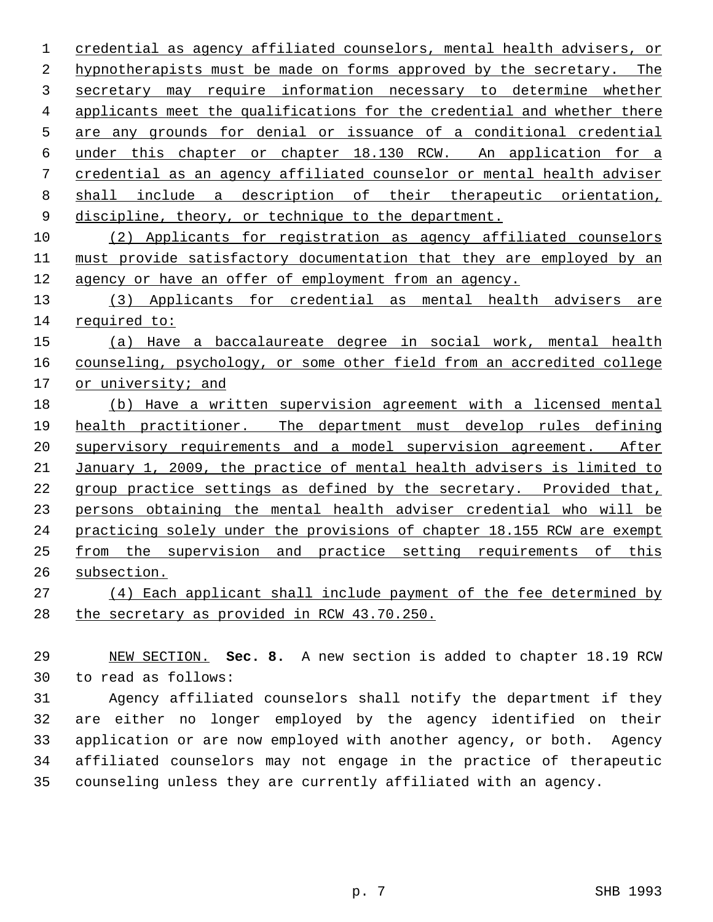credential as agency affiliated counselors, mental health advisers, or hypnotherapists must be made on forms approved by the secretary. The secretary may require information necessary to determine whether applicants meet the qualifications for the credential and whether there are any grounds for denial or issuance of a conditional credential under this chapter or chapter 18.130 RCW. An application for a credential as an agency affiliated counselor or mental health adviser shall include a description of their therapeutic orientation, discipline, theory, or technique to the department.

(2) Applicants for registration as agency affiliated counselors must provide satisfactory documentation that they are employed by an agency or have an offer of employment from an agency.

(3) Applicants for credential as mental health advisers are required to:

(a) Have a baccalaureate degree in social work, mental health counseling, psychology, or some other field from an accredited college or university; and

(b) Have a written supervision agreement with a licensed mental health practitioner. The department must develop rules defining supervisory requirements and a model supervision agreement. After January 1, 2009, the practice of mental health advisers is limited to group practice settings as defined by the secretary. Provided that, persons obtaining the mental health adviser credential who will be practicing solely under the provisions of chapter 18.155 RCW are exempt from the supervision and practice setting requirements of this subsection.

(4) Each applicant shall include payment of the fee determined by the secretary as provided in RCW 43.70.250.

NEW SECTION. **Sec. 8.** A new section is added to chapter 18.19 RCW to read as follows:

Agency affiliated counselors shall notify the department if they are either no longer employed by the agency identified on their application or are now employed with another agency, or both. Agency affiliated counselors may not engage in the practice of therapeutic counseling unless they are currently affiliated with an agency.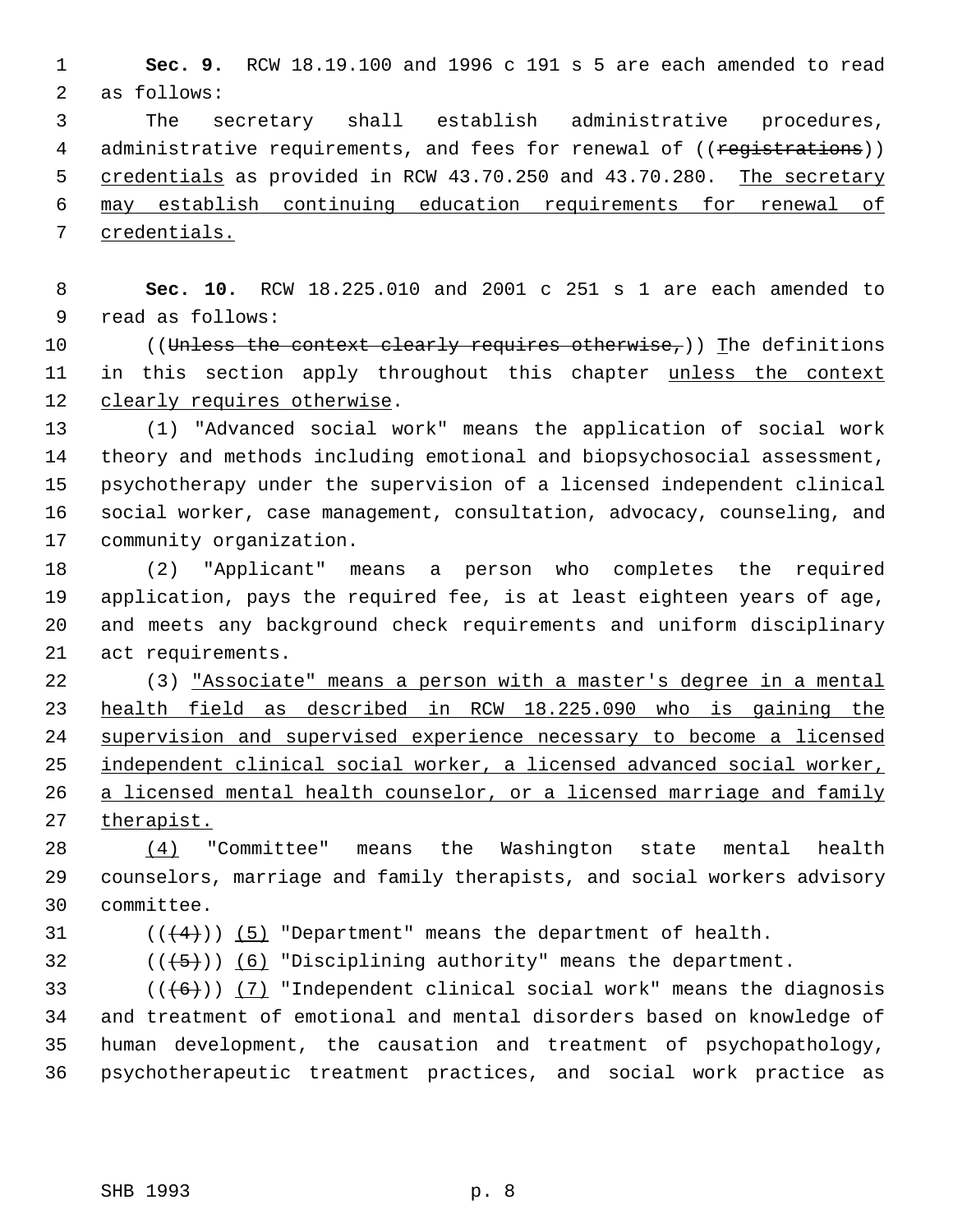**Sec. 9.** RCW 18.19.100 and 1996 c 191 s 5 are each amended to read as follows:

The secretary shall establish administrative procedures, administrative requirements, and fees for renewal of ((~~registrations~~)) credentials as provided in RCW 43.70.250 and 43.70.280. The secretary may establish continuing education requirements for renewal of credentials.

**Sec. 10.** RCW 18.225.010 and 2001 c 251 s 1 are each amended to read as follows:

((~~Unless the context clearly requires otherwise,~~)) The definitions in this section apply throughout this chapter unless the context clearly requires otherwise.

(1) "Advanced social work" means the application of social work theory and methods including emotional and biopsychosocial assessment, psychotherapy under the supervision of a licensed independent clinical social worker, case management, consultation, advocacy, counseling, and community organization.

(2) "Applicant" means a person who completes the required application, pays the required fee, is at least eighteen years of age, and meets any background check requirements and uniform disciplinary act requirements.

(3) "Associate" means a person with a master's degree in a mental health field as described in RCW 18.225.090 who is gaining the supervision and supervised experience necessary to become a licensed independent clinical social worker, a licensed advanced social worker, a licensed mental health counselor, or a licensed marriage and family therapist.

(4) "Committee" means the Washington state mental health counselors, marriage and family therapists, and social workers advisory committee.

((~~(4)~~)) (5) "Department" means the department of health.

((~~(5)~~)) (6) "Disciplining authority" means the department.

((~~(6)~~)) (7) "Independent clinical social work" means the diagnosis and treatment of emotional and mental disorders based on knowledge of human development, the causation and treatment of psychopathology, psychotherapeutic treatment practices, and social work practice as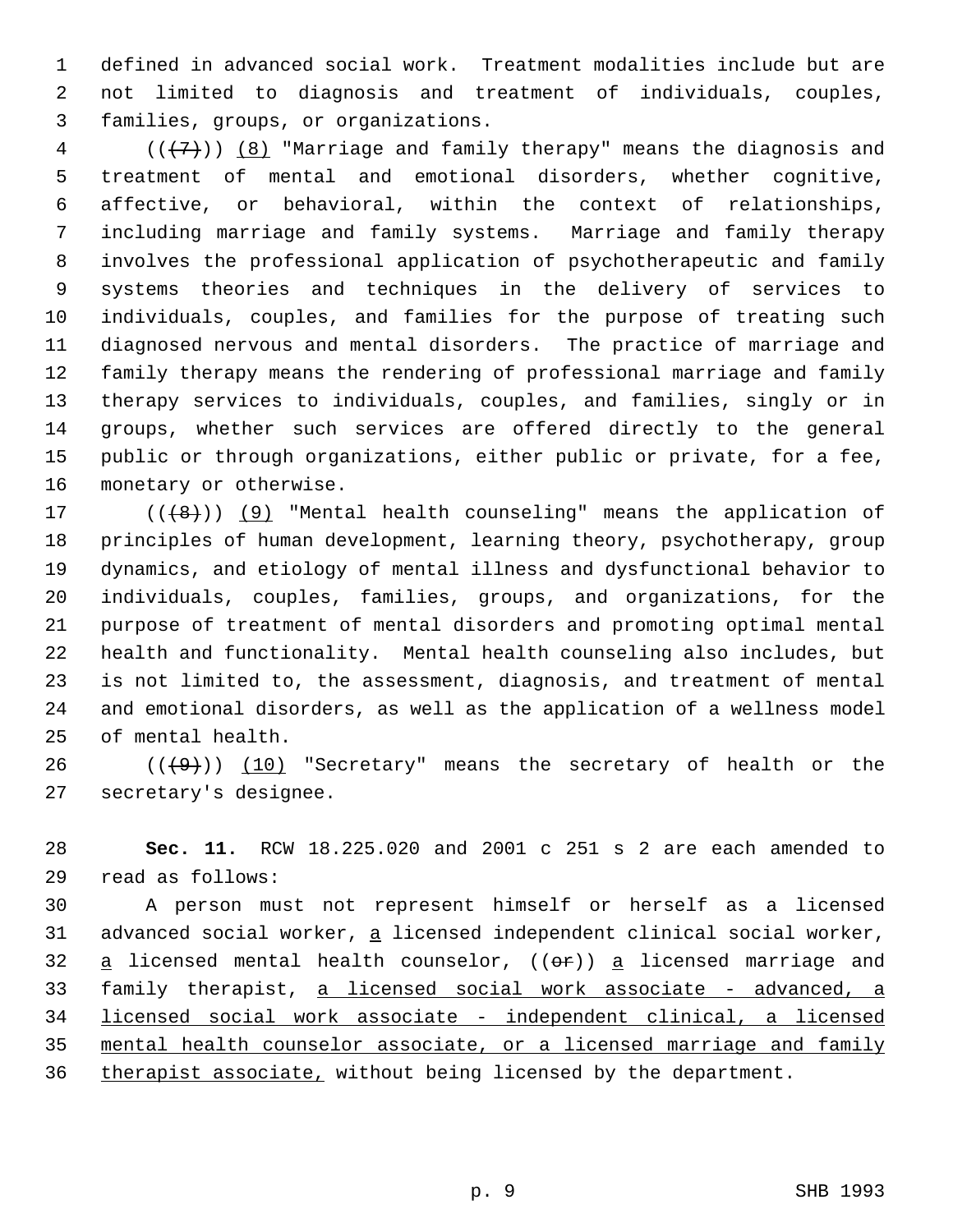defined in advanced social work. Treatment modalities include but are not limited to diagnosis and treatment of individuals, couples, families, groups, or organizations.

(((7))) (8) "Marriage and family therapy" means the diagnosis and treatment of mental and emotional disorders, whether cognitive, affective, or behavioral, within the context of relationships, including marriage and family systems. Marriage and family therapy involves the professional application of psychotherapeutic and family systems theories and techniques in the delivery of services to individuals, couples, and families for the purpose of treating such diagnosed nervous and mental disorders. The practice of marriage and family therapy means the rendering of professional marriage and family therapy services to individuals, couples, and families, singly or in groups, whether such services are offered directly to the general public or through organizations, either public or private, for a fee, monetary or otherwise.

(((8))) (9) "Mental health counseling" means the application of principles of human development, learning theory, psychotherapy, group dynamics, and etiology of mental illness and dysfunctional behavior to individuals, couples, families, groups, and organizations, for the purpose of treatment of mental disorders and promoting optimal mental health and functionality. Mental health counseling also includes, but is not limited to, the assessment, diagnosis, and treatment of mental and emotional disorders, as well as the application of a wellness model of mental health.

(((9))) (10) "Secretary" means the secretary of health or the secretary's designee.

**Sec. 11.** RCW 18.225.020 and 2001 c 251 s 2 are each amended to read as follows:

A person must not represent himself or herself as a licensed advanced social worker, a licensed independent clinical social worker, a licensed mental health counselor, ((or)) a licensed marriage and family therapist, a licensed social work associate - advanced, a licensed social work associate - independent clinical, a licensed mental health counselor associate, or a licensed marriage and family therapist associate, without being licensed by the department.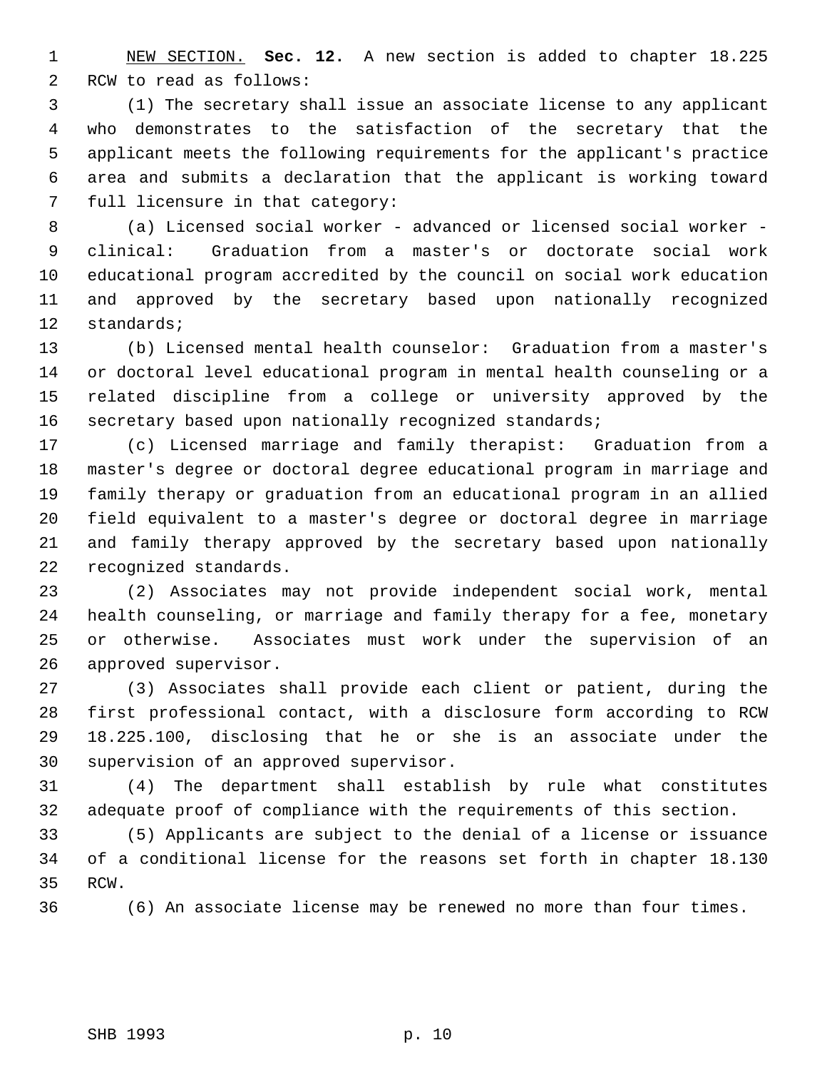NEW SECTION. **Sec. 12.** A new section is added to chapter 18.225 RCW to read as follows:

(1) The secretary shall issue an associate license to any applicant who demonstrates to the satisfaction of the secretary that the applicant meets the following requirements for the applicant's practice area and submits a declaration that the applicant is working toward full licensure in that category:

(a) Licensed social worker - advanced or licensed social worker - clinical: Graduation from a master's or doctorate social work educational program accredited by the council on social work education and approved by the secretary based upon nationally recognized standards;

(b) Licensed mental health counselor: Graduation from a master's or doctoral level educational program in mental health counseling or a related discipline from a college or university approved by the secretary based upon nationally recognized standards;

(c) Licensed marriage and family therapist: Graduation from a master's degree or doctoral degree educational program in marriage and family therapy or graduation from an educational program in an allied field equivalent to a master's degree or doctoral degree in marriage and family therapy approved by the secretary based upon nationally recognized standards.

(2) Associates may not provide independent social work, mental health counseling, or marriage and family therapy for a fee, monetary or otherwise. Associates must work under the supervision of an approved supervisor.

(3) Associates shall provide each client or patient, during the first professional contact, with a disclosure form according to RCW 18.225.100, disclosing that he or she is an associate under the supervision of an approved supervisor.

(4) The department shall establish by rule what constitutes adequate proof of compliance with the requirements of this section.

(5) Applicants are subject to the denial of a license or issuance of a conditional license for the reasons set forth in chapter 18.130 RCW.

(6) An associate license may be renewed no more than four times.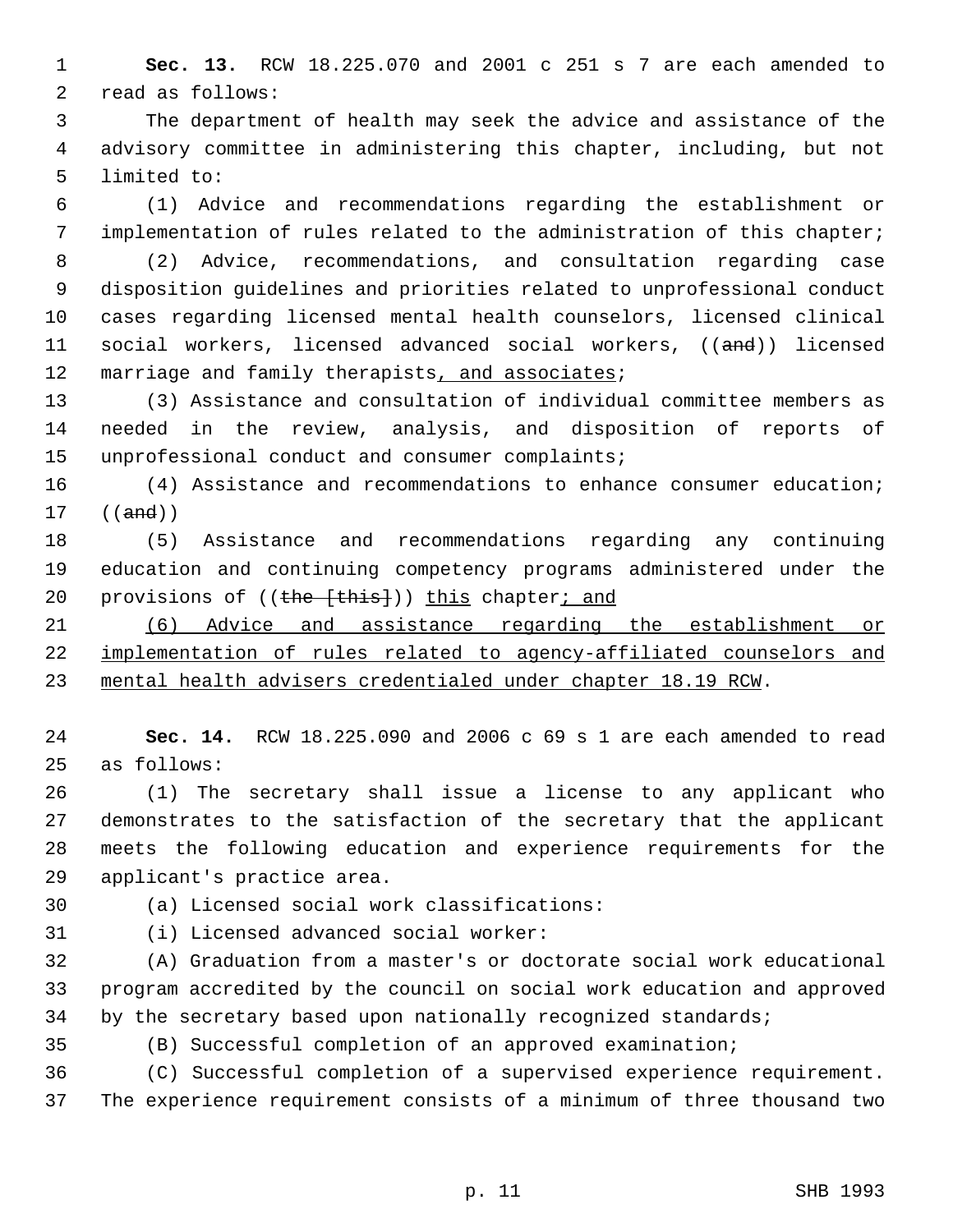**Sec. 13.** RCW 18.225.070 and 2001 c 251 s 7 are each amended to read as follows:

The department of health may seek the advice and assistance of the advisory committee in administering this chapter, including, but not limited to:

(1) Advice and recommendations regarding the establishment or implementation of rules related to the administration of this chapter;

(2) Advice, recommendations, and consultation regarding case disposition guidelines and priorities related to unprofessional conduct cases regarding licensed mental health counselors, licensed clinical social workers, licensed advanced social workers, ((~~and~~)) licensed marriage and family therapists<u>, and associates</u>;

(3) Assistance and consultation of individual committee members as needed in the review, analysis, and disposition of reports of unprofessional conduct and consumer complaints;

(4) Assistance and recommendations to enhance consumer education; ((~~and~~))

(5) Assistance and recommendations regarding any continuing education and continuing competency programs administered under the provisions of ((~~the [this]~~)) <u>this</u> chapter<u>; and</u>

<u>(6) Advice and assistance regarding the establishment or implementation of rules related to agency-affiliated counselors and mental health advisers credentialed under chapter 18.19 RCW</u>.

**Sec. 14.** RCW 18.225.090 and 2006 c 69 s 1 are each amended to read as follows:

(1) The secretary shall issue a license to any applicant who demonstrates to the satisfaction of the secretary that the applicant meets the following education and experience requirements for the applicant's practice area.

(a) Licensed social work classifications:

(i) Licensed advanced social worker:

(A) Graduation from a master's or doctorate social work educational program accredited by the council on social work education and approved by the secretary based upon nationally recognized standards;

(B) Successful completion of an approved examination;

(C) Successful completion of a supervised experience requirement. The experience requirement consists of a minimum of three thousand two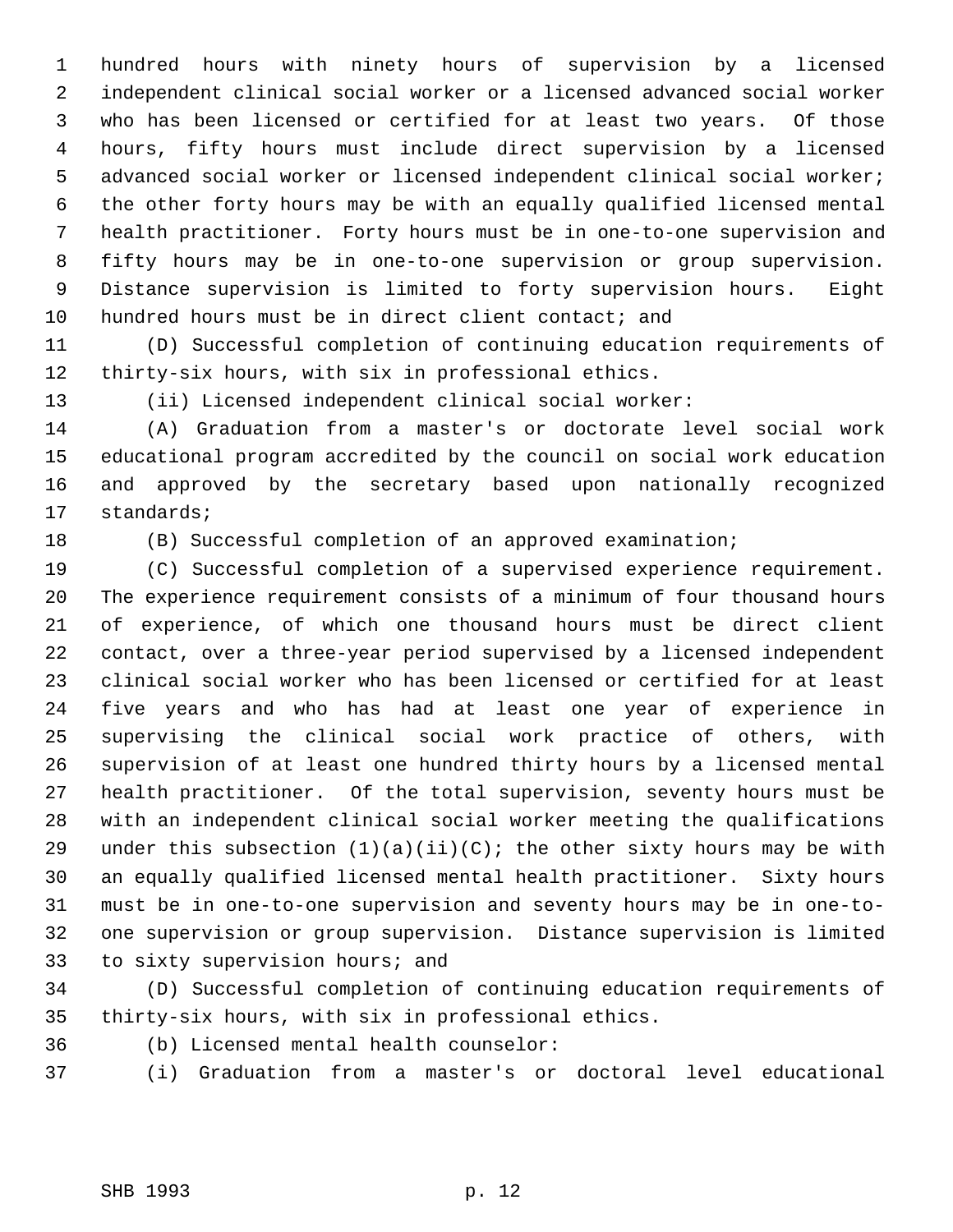hundred hours with ninety hours of supervision by a licensed independent clinical social worker or a licensed advanced social worker who has been licensed or certified for at least two years. Of those hours, fifty hours must include direct supervision by a licensed advanced social worker or licensed independent clinical social worker; the other forty hours may be with an equally qualified licensed mental health practitioner. Forty hours must be in one-to-one supervision and fifty hours may be in one-to-one supervision or group supervision. Distance supervision is limited to forty supervision hours. Eight hundred hours must be in direct client contact; and

(D) Successful completion of continuing education requirements of thirty-six hours, with six in professional ethics.

(ii) Licensed independent clinical social worker:

(A) Graduation from a master's or doctorate level social work educational program accredited by the council on social work education and approved by the secretary based upon nationally recognized standards;

(B) Successful completion of an approved examination;

(C) Successful completion of a supervised experience requirement. The experience requirement consists of a minimum of four thousand hours of experience, of which one thousand hours must be direct client contact, over a three-year period supervised by a licensed independent clinical social worker who has been licensed or certified for at least five years and who has had at least one year of experience in supervising the clinical social work practice of others, with supervision of at least one hundred thirty hours by a licensed mental health practitioner. Of the total supervision, seventy hours must be with an independent clinical social worker meeting the qualifications under this subsection (1)(a)(ii)(C); the other sixty hours may be with an equally qualified licensed mental health practitioner. Sixty hours must be in one-to-one supervision and seventy hours may be in one-to-one supervision or group supervision. Distance supervision is limited to sixty supervision hours; and

(D) Successful completion of continuing education requirements of thirty-six hours, with six in professional ethics.

(b) Licensed mental health counselor:

(i) Graduation from a master's or doctoral level educational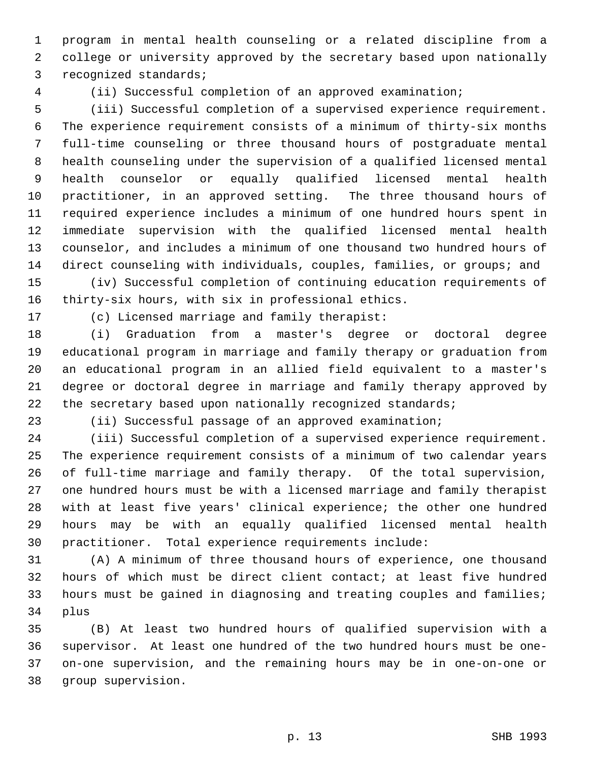program in mental health counseling or a related discipline from a college or university approved by the secretary based upon nationally recognized standards;

(ii) Successful completion of an approved examination;

(iii) Successful completion of a supervised experience requirement. The experience requirement consists of a minimum of thirty-six months full-time counseling or three thousand hours of postgraduate mental health counseling under the supervision of a qualified licensed mental health counselor or equally qualified licensed mental health practitioner, in an approved setting. The three thousand hours of required experience includes a minimum of one hundred hours spent in immediate supervision with the qualified licensed mental health counselor, and includes a minimum of one thousand two hundred hours of direct counseling with individuals, couples, families, or groups; and

(iv) Successful completion of continuing education requirements of thirty-six hours, with six in professional ethics.

(c) Licensed marriage and family therapist:

(i) Graduation from a master's degree or doctoral degree educational program in marriage and family therapy or graduation from an educational program in an allied field equivalent to a master's degree or doctoral degree in marriage and family therapy approved by the secretary based upon nationally recognized standards;

(ii) Successful passage of an approved examination;

(iii) Successful completion of a supervised experience requirement. The experience requirement consists of a minimum of two calendar years of full-time marriage and family therapy. Of the total supervision, one hundred hours must be with a licensed marriage and family therapist with at least five years' clinical experience; the other one hundred hours may be with an equally qualified licensed mental health practitioner. Total experience requirements include:

(A) A minimum of three thousand hours of experience, one thousand hours of which must be direct client contact; at least five hundred hours must be gained in diagnosing and treating couples and families; plus

(B) At least two hundred hours of qualified supervision with a supervisor. At least one hundred of the two hundred hours must be one-on-one supervision, and the remaining hours may be in one-on-one or group supervision.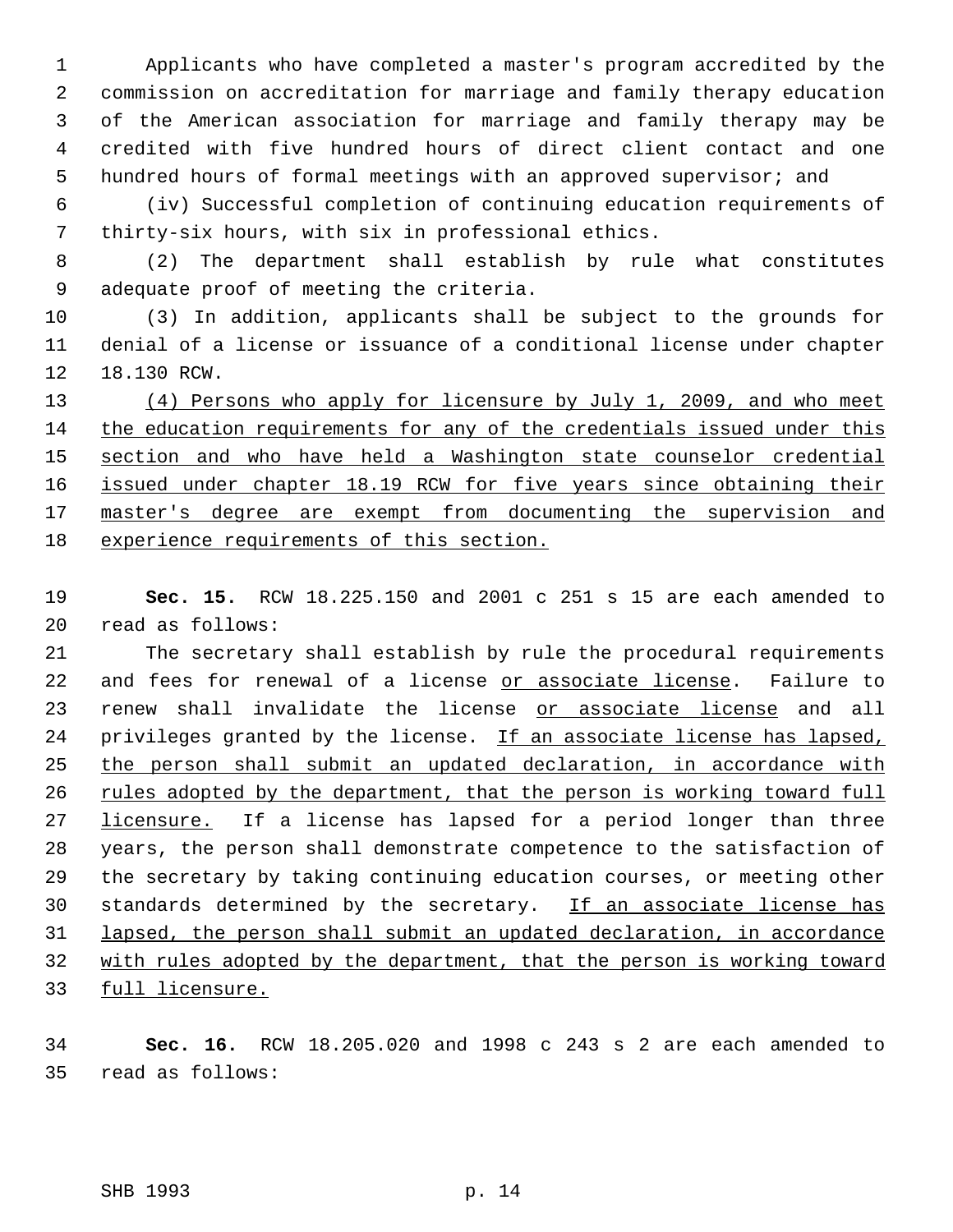Applicants who have completed a master's program accredited by the commission on accreditation for marriage and family therapy education of the American association for marriage and family therapy may be credited with five hundred hours of direct client contact and one hundred hours of formal meetings with an approved supervisor; and

(iv) Successful completion of continuing education requirements of thirty-six hours, with six in professional ethics.

(2) The department shall establish by rule what constitutes adequate proof of meeting the criteria.

(3) In addition, applicants shall be subject to the grounds for denial of a license or issuance of a conditional license under chapter 18.130 RCW.

<u>(4) Persons who apply for licensure by July 1, 2009, and who meet the education requirements for any of the credentials issued under this section and who have held a Washington state counselor credential issued under chapter 18.19 RCW for five years since obtaining their master's degree are exempt from documenting the supervision and experience requirements of this section.</u>

**Sec. 15.** RCW 18.225.150 and 2001 c 251 s 15 are each amended to read as follows:

The secretary shall establish by rule the procedural requirements and fees for renewal of a license <u>or associate license</u>. Failure to renew shall invalidate the license <u>or associate license</u> and all privileges granted by the license. <u>If an associate license has lapsed, the person shall submit an updated declaration, in accordance with rules adopted by the department, that the person is working toward full licensure.</u> If a license has lapsed for a period longer than three years, the person shall demonstrate competence to the satisfaction of the secretary by taking continuing education courses, or meeting other standards determined by the secretary. <u>If an associate license has lapsed, the person shall submit an updated declaration, in accordance with rules adopted by the department, that the person is working toward full licensure.</u>

**Sec. 16.** RCW 18.205.020 and 1998 c 243 s 2 are each amended to read as follows: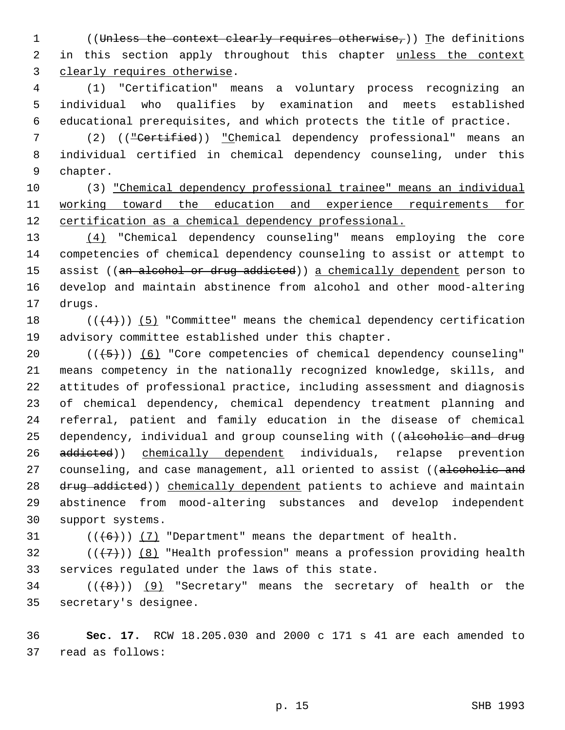((Unless the context clearly requires otherwise,)) The definitions in this section apply throughout this chapter unless the context clearly requires otherwise.

(1) "Certification" means a voluntary process recognizing an individual who qualifies by examination and meets established educational prerequisites, and which protects the title of practice.

(2) (("Certified)) "Chemical dependency professional" means an individual certified in chemical dependency counseling, under this chapter.

(3) "Chemical dependency professional trainee" means an individual working toward the education and experience requirements for certification as a chemical dependency professional.

(4) "Chemical dependency counseling" means employing the core competencies of chemical dependency counseling to assist or attempt to assist ((an alcohol or drug addicted)) a chemically dependent person to develop and maintain abstinence from alcohol and other mood-altering drugs.

(((4))) (5) "Committee" means the chemical dependency certification advisory committee established under this chapter.

(((5))) (6) "Core competencies of chemical dependency counseling" means competency in the nationally recognized knowledge, skills, and attitudes of professional practice, including assessment and diagnosis of chemical dependency, chemical dependency treatment planning and referral, patient and family education in the disease of chemical dependency, individual and group counseling with ((alcoholic and drug addicted)) chemically dependent individuals, relapse prevention counseling, and case management, all oriented to assist ((alcoholic and drug addicted)) chemically dependent patients to achieve and maintain abstinence from mood-altering substances and develop independent support systems.

(((6))) (7) "Department" means the department of health.

(((7))) (8) "Health profession" means a profession providing health services regulated under the laws of this state.

(((8))) (9) "Secretary" means the secretary of health or the secretary's designee.

**Sec. 17.** RCW 18.205.030 and 2000 c 171 s 41 are each amended to read as follows: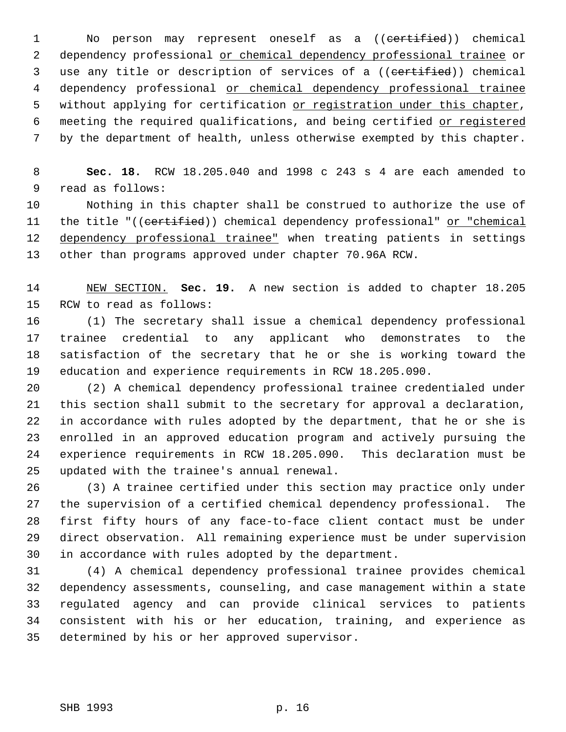No person may represent oneself as a ((~~certified~~)) chemical dependency professional <u>or chemical dependency professional trainee</u> or use any title or description of services of a ((~~certified~~)) chemical dependency professional <u>or chemical dependency professional trainee</u> without applying for certification <u>or registration under this chapter</u>, meeting the required qualifications, and being certified <u>or registered</u> by the department of health, unless otherwise exempted by this chapter.

**Sec. 18.** RCW 18.205.040 and 1998 c 243 s 4 are each amended to read as follows:

Nothing in this chapter shall be construed to authorize the use of the title "((~~certified~~)) chemical dependency professional" <u>or "chemical dependency professional trainee"</u> when treating patients in settings other than programs approved under chapter 70.96A RCW.

<u>NEW SECTION.</u> **Sec. 19.** A new section is added to chapter 18.205 RCW to read as follows:

(1) The secretary shall issue a chemical dependency professional trainee credential to any applicant who demonstrates to the satisfaction of the secretary that he or she is working toward the education and experience requirements in RCW 18.205.090.

(2) A chemical dependency professional trainee credentialed under this section shall submit to the secretary for approval a declaration, in accordance with rules adopted by the department, that he or she is enrolled in an approved education program and actively pursuing the experience requirements in RCW 18.205.090. This declaration must be updated with the trainee's annual renewal.

(3) A trainee certified under this section may practice only under the supervision of a certified chemical dependency professional. The first fifty hours of any face-to-face client contact must be under direct observation. All remaining experience must be under supervision in accordance with rules adopted by the department.

(4) A chemical dependency professional trainee provides chemical dependency assessments, counseling, and case management within a state regulated agency and can provide clinical services to patients consistent with his or her education, training, and experience as determined by his or her approved supervisor.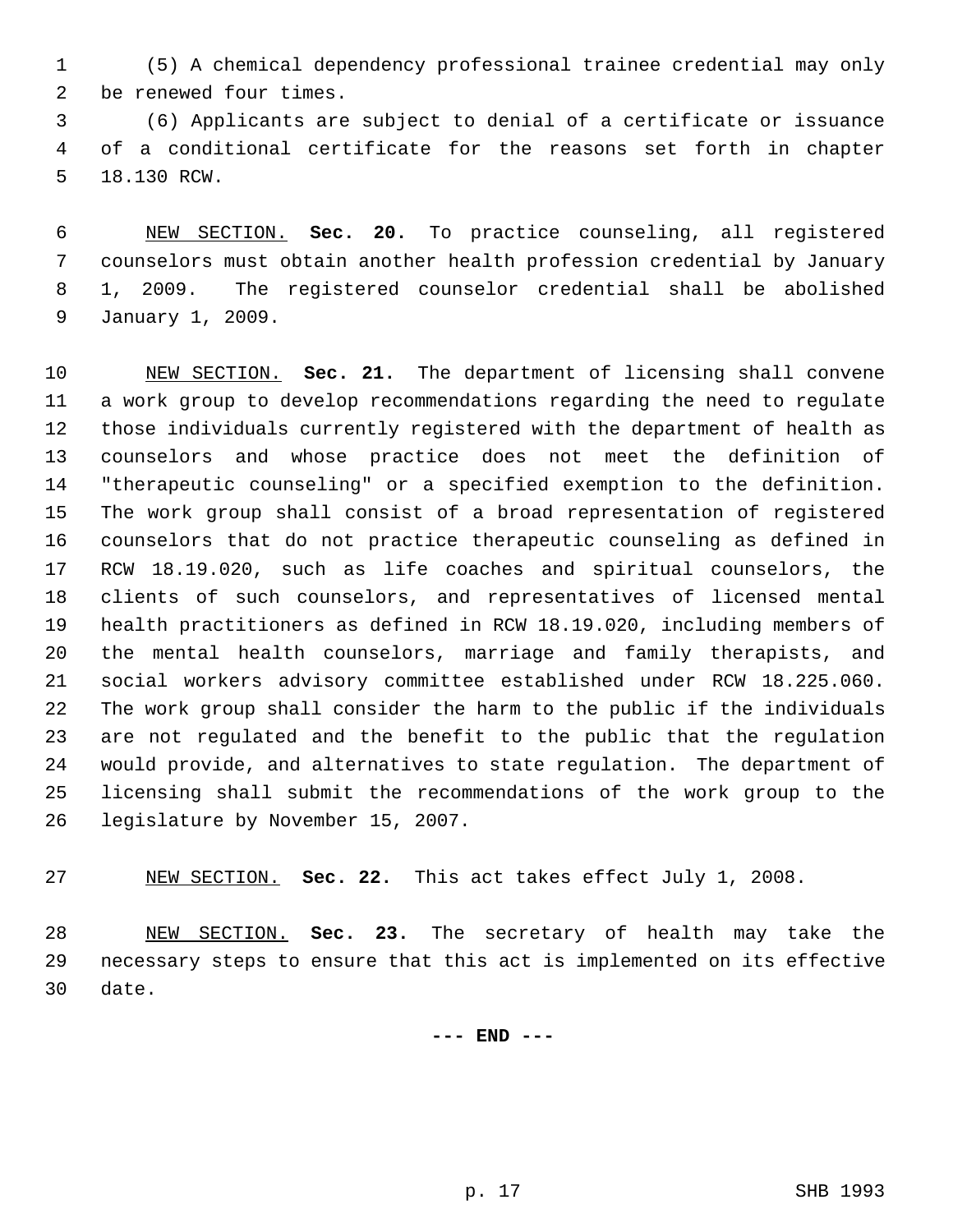(5) A chemical dependency professional trainee credential may only be renewed four times.

(6) Applicants are subject to denial of a certificate or issuance of a conditional certificate for the reasons set forth in chapter 18.130 RCW.

NEW SECTION. **Sec. 20.** To practice counseling, all registered counselors must obtain another health profession credential by January 1, 2009. The registered counselor credential shall be abolished January 1, 2009.

NEW SECTION. **Sec. 21.** The department of licensing shall convene a work group to develop recommendations regarding the need to regulate those individuals currently registered with the department of health as counselors and whose practice does not meet the definition of "therapeutic counseling" or a specified exemption to the definition. The work group shall consist of a broad representation of registered counselors that do not practice therapeutic counseling as defined in RCW 18.19.020, such as life coaches and spiritual counselors, the clients of such counselors, and representatives of licensed mental health practitioners as defined in RCW 18.19.020, including members of the mental health counselors, marriage and family therapists, and social workers advisory committee established under RCW 18.225.060. The work group shall consider the harm to the public if the individuals are not regulated and the benefit to the public that the regulation would provide, and alternatives to state regulation. The department of licensing shall submit the recommendations of the work group to the legislature by November 15, 2007.

NEW SECTION. **Sec. 22.** This act takes effect July 1, 2008.

NEW SECTION. **Sec. 23.** The secretary of health may take the necessary steps to ensure that this act is implemented on its effective date.

**--- END ---**